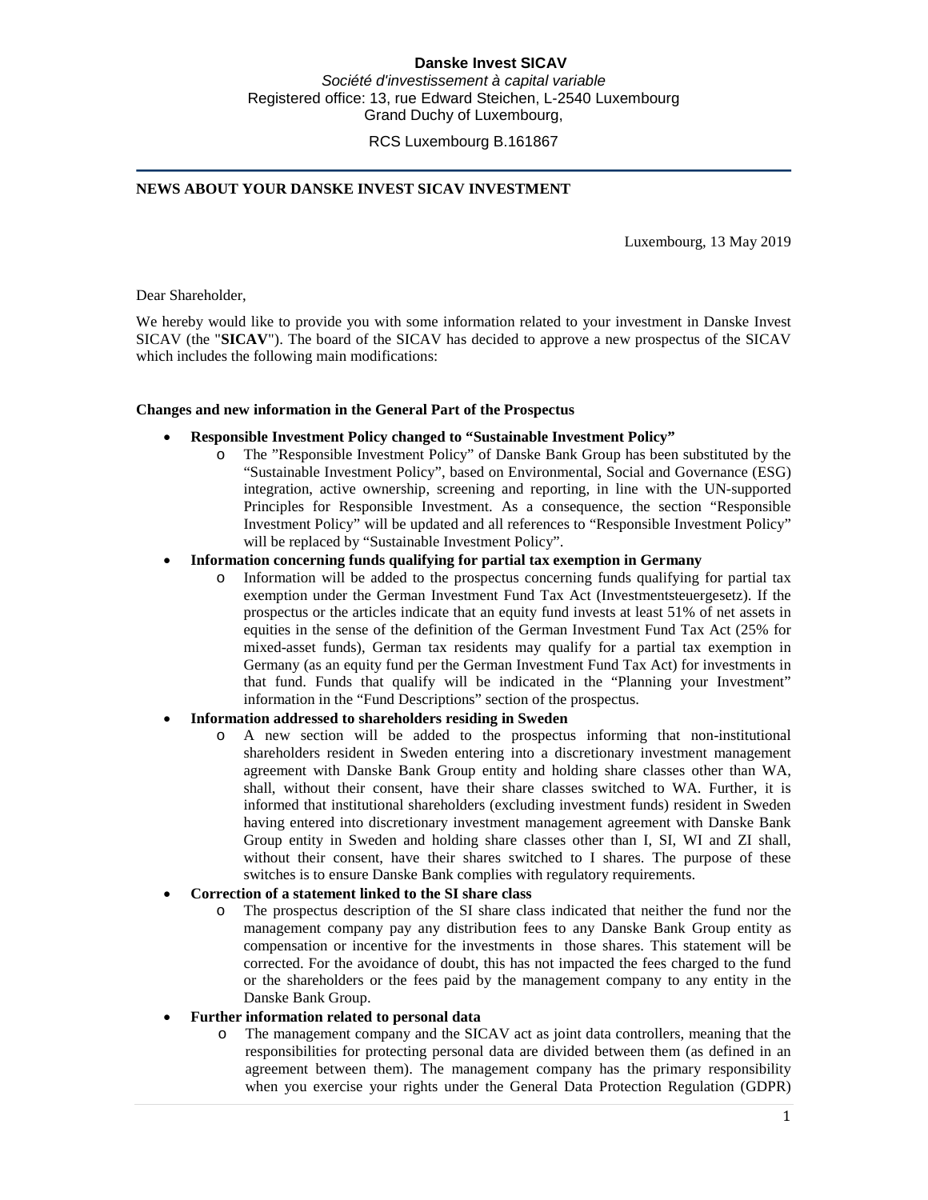**Danske Invest SICAV**

*Société d'investissement à capital variable*

Registered office: 13, rue Edward Steichen, L-2540 Luxembourg
Grand Duchy of Luxembourg,

RCS Luxembourg B.161867

---

**NEWS ABOUT YOUR DANSKE INVEST SICAV INVESTMENT**

Luxembourg, 13 May 2019

Dear Shareholder,

We hereby would like to provide you with some information related to your investment in Danske Invest SICAV (the "**SICAV**"). The board of the SICAV has decided to approve a new prospectus of the SICAV which includes the following main modifications:

**Changes and new information in the General Part of the Prospectus**

- **Responsible Investment Policy changed to "Sustainable Investment Policy"**
  - The "Responsible Investment Policy" of Danske Bank Group has been substituted by the "Sustainable Investment Policy", based on Environmental, Social and Governance (ESG) integration, active ownership, screening and reporting, in line with the UN-supported Principles for Responsible Investment. As a consequence, the section "Responsible Investment Policy" will be updated and all references to "Responsible Investment Policy" will be replaced by "Sustainable Investment Policy".
- **Information concerning funds qualifying for partial tax exemption in Germany**
  - Information will be added to the prospectus concerning funds qualifying for partial tax exemption under the German Investment Fund Tax Act (Investmentsteuergesetz). If the prospectus or the articles indicate that an equity fund invests at least 51% of net assets in equities in the sense of the definition of the German Investment Fund Tax Act (25% for mixed-asset funds), German tax residents may qualify for a partial tax exemption in Germany (as an equity fund per the German Investment Fund Tax Act) for investments in that fund. Funds that qualify will be indicated in the "Planning your Investment" information in the "Fund Descriptions" section of the prospectus.
- **Information addressed to shareholders residing in Sweden**
  - A new section will be added to the prospectus informing that non-institutional shareholders resident in Sweden entering into a discretionary investment management agreement with Danske Bank Group entity and holding share classes other than WA, shall, without their consent, have their share classes switched to WA. Further, it is informed that institutional shareholders (excluding investment funds) resident in Sweden having entered into discretionary investment management agreement with Danske Bank Group entity in Sweden and holding share classes other than I, SI, WI and ZI shall, without their consent, have their shares switched to I shares. The purpose of these switches is to ensure Danske Bank complies with regulatory requirements.
- **Correction of a statement linked to the SI share class**
  - The prospectus description of the SI share class indicated that neither the fund nor the management company pay any distribution fees to any Danske Bank Group entity as compensation or incentive for the investments in those shares. This statement will be corrected. For the avoidance of doubt, this has not impacted the fees charged to the fund or the shareholders or the fees paid by the management company to any entity in the Danske Bank Group.
- **Further information related to personal data**
  - The management company and the SICAV act as joint data controllers, meaning that the responsibilities for protecting personal data are divided between them (as defined in an agreement between them). The management company has the primary responsibility when you exercise your rights under the General Data Protection Regulation (GDPR)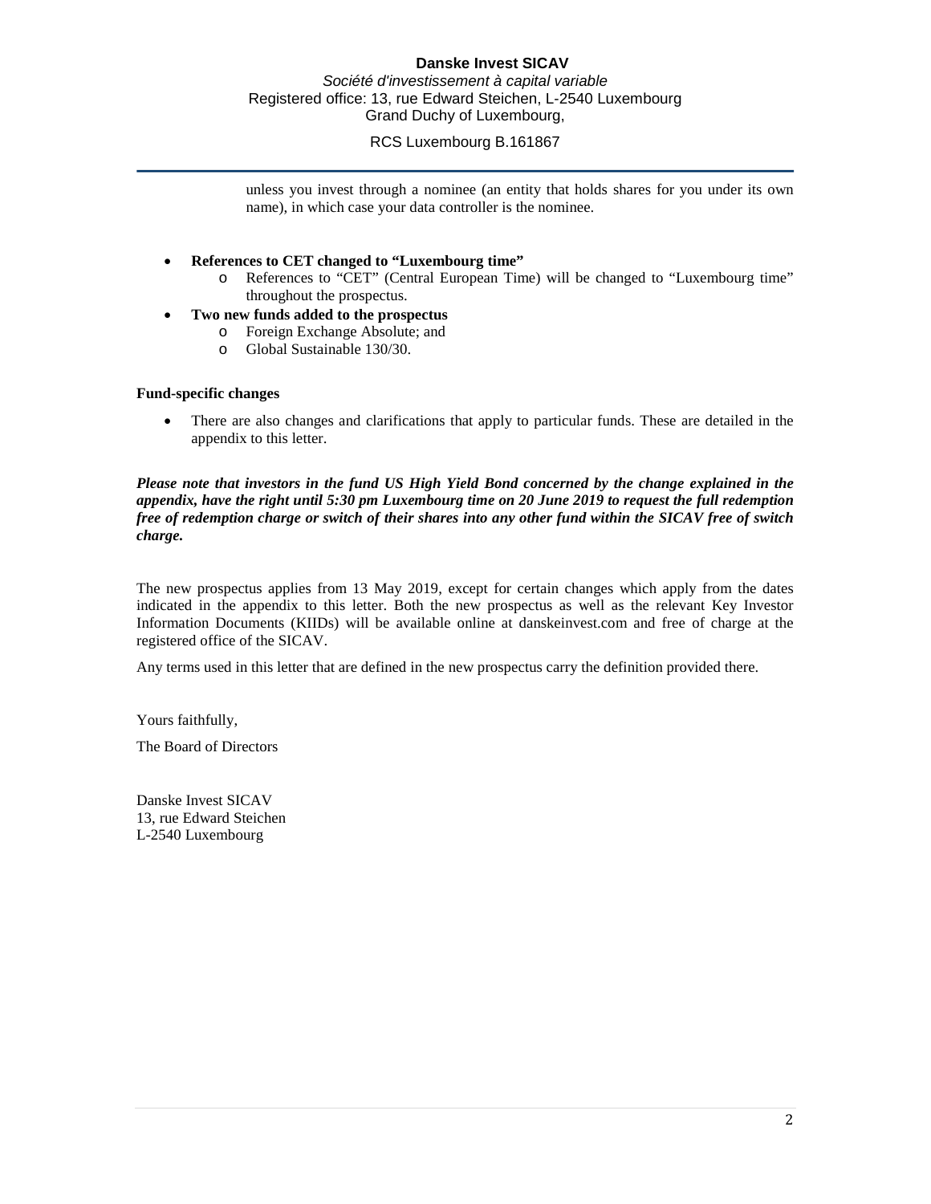unless you invest through a nominee (an entity that holds shares for you under its own name), in which case your data controller is the nominee.

- **References to CET changed to "Luxembourg time"**
  - References to "CET" (Central European Time) will be changed to "Luxembourg time" throughout the prospectus.
- **Two new funds added to the prospectus**
  - Foreign Exchange Absolute; and
  - Global Sustainable 130/30.

**Fund-specific changes**

- There are also changes and clarifications that apply to particular funds. These are detailed in the appendix to this letter.

***Please note that investors in the fund US High Yield Bond concerned by the change explained in the appendix, have the right until 5:30 pm Luxembourg time on 20 June 2019 to request the full redemption free of redemption charge or switch of their shares into any other fund within the SICAV free of switch charge.***

The new prospectus applies from 13 May 2019, except for certain changes which apply from the dates indicated in the appendix to this letter. Both the new prospectus as well as the relevant Key Investor Information Documents (KIIDs) will be available online at danskeinvest.com and free of charge at the registered office of the SICAV.

Any terms used in this letter that are defined in the new prospectus carry the definition provided there.

Yours faithfully,

The Board of Directors

Danske Invest SICAV
13, rue Edward Steichen
L-2540 Luxembourg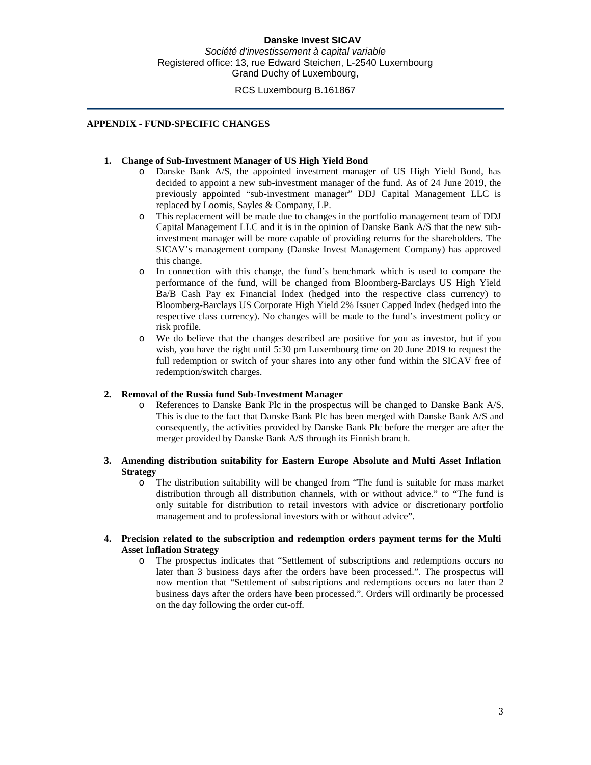**Danske Invest SICAV**

*Société d'investissement à capital variable*

Registered office: 13, rue Edward Steichen, L-2540 Luxembourg

Grand Duchy of Luxembourg,

RCS Luxembourg B.161867

## APPENDIX - FUND-SPECIFIC CHANGES

### 1. Change of Sub-Investment Manager of US High Yield Bond

- Danske Bank A/S, the appointed investment manager of US High Yield Bond, has decided to appoint a new sub-investment manager of the fund. As of 24 June 2019, the previously appointed "sub-investment manager" DDJ Capital Management LLC is replaced by Loomis, Sayles & Company, LP.
- This replacement will be made due to changes in the portfolio management team of DDJ Capital Management LLC and it is in the opinion of Danske Bank A/S that the new sub-investment manager will be more capable of providing returns for the shareholders. The SICAV's management company (Danske Invest Management Company) has approved this change.
- In connection with this change, the fund's benchmark which is used to compare the performance of the fund, will be changed from Bloomberg-Barclays US High Yield Ba/B Cash Pay ex Financial Index (hedged into the respective class currency) to Bloomberg-Barclays US Corporate High Yield 2% Issuer Capped Index (hedged into the respective class currency). No changes will be made to the fund's investment policy or risk profile.
- We do believe that the changes described are positive for you as investor, but if you wish, you have the right until 5:30 pm Luxembourg time on 20 June 2019 to request the full redemption or switch of your shares into any other fund within the SICAV free of redemption/switch charges.

### 2. Removal of the Russia fund Sub-Investment Manager

- References to Danske Bank Plc in the prospectus will be changed to Danske Bank A/S. This is due to the fact that Danske Bank Plc has been merged with Danske Bank A/S and consequently, the activities provided by Danske Bank Plc before the merger are after the merger provided by Danske Bank A/S through its Finnish branch.

### 3. Amending distribution suitability for Eastern Europe Absolute and Multi Asset Inflation Strategy

- The distribution suitability will be changed from "The fund is suitable for mass market distribution through all distribution channels, with or without advice." to "The fund is only suitable for distribution to retail investors with advice or discretionary portfolio management and to professional investors with or without advice".

### 4. Precision related to the subscription and redemption orders payment terms for the Multi Asset Inflation Strategy

- The prospectus indicates that "Settlement of subscriptions and redemptions occurs no later than 3 business days after the orders have been processed.". The prospectus will now mention that "Settlement of subscriptions and redemptions occurs no later than 2 business days after the orders have been processed.". Orders will ordinarily be processed on the day following the order cut-off.